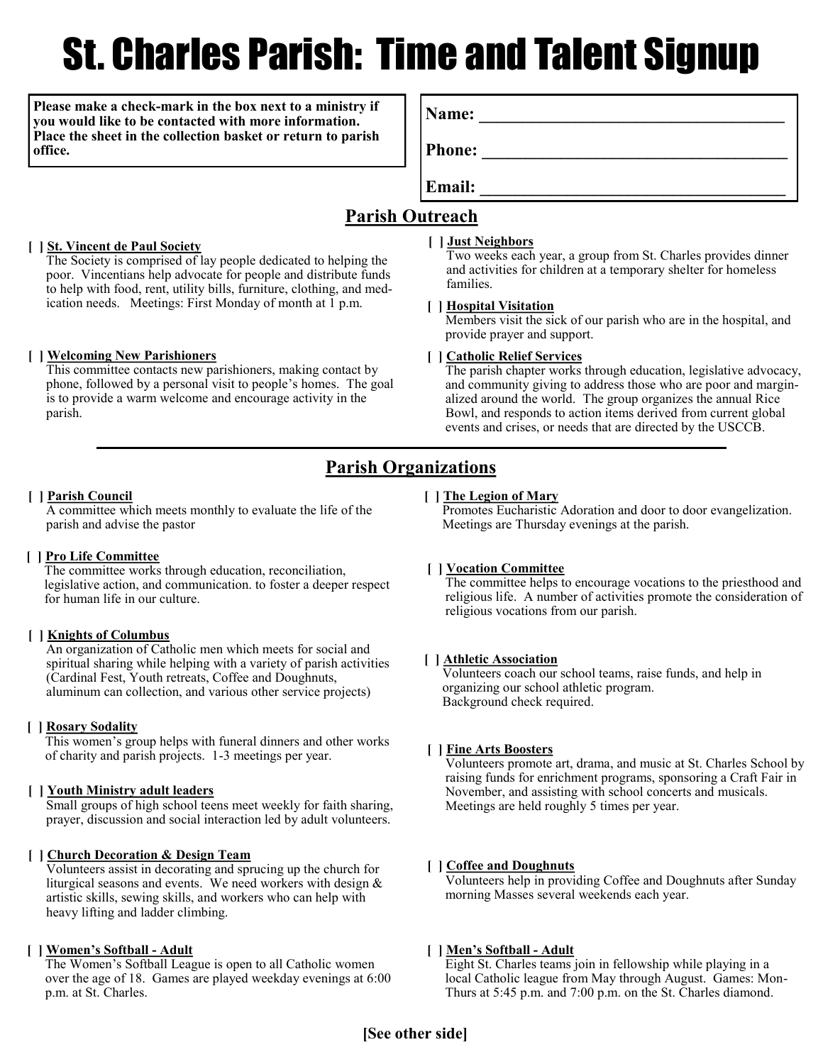# St. Charles Parish: Time and Talent Signup

**Please make a check-mark in the box next to a ministry if you would like to be contacted with more information. Place the sheet in the collection basket or return to parish office.**

**Name:** ___________________________________

**Phone:** ___________________________________

**Email:** ___________________________________

## Parish Outreach

**[ ] St. Vincent de Paul Society**
The Society is comprised of lay people dedicated to helping the poor. Vincentians help advocate for people and distribute funds to help with food, rent, utility bills, furniture, clothing, and medication needs. Meetings: First Monday of month at 1 p.m.

**[ ] Welcoming New Parishioners**
This committee contacts new parishioners, making contact by phone, followed by a personal visit to people's homes. The goal is to provide a warm welcome and encourage activity in the parish.

**[ ] Just Neighbors**
Two weeks each year, a group from St. Charles provides dinner and activities for children at a temporary shelter for homeless families.

**[ ] Hospital Visitation**
Members visit the sick of our parish who are in the hospital, and provide prayer and support.

**[ ] Catholic Relief Services**
The parish chapter works through education, legislative advocacy, and community giving to address those who are poor and marginalized around the world. The group organizes the annual Rice Bowl, and responds to action items derived from current global events and crises, or needs that are directed by the USCCB.

## Parish Organizations

**[ ] Parish Council**
A committee which meets monthly to evaluate the life of the parish and advise the pastor

**[ ] Pro Life Committee**
The committee works through education, reconciliation, legislative action, and communication. to foster a deeper respect for human life in our culture.

**[ ] Knights of Columbus**
An organization of Catholic men which meets for social and spiritual sharing while helping with a variety of parish activities (Cardinal Fest, Youth retreats, Coffee and Doughnuts, aluminum can collection, and various other service projects)

**[ ] Rosary Sodality**
This women's group helps with funeral dinners and other works of charity and parish projects. 1-3 meetings per year.

**[ ] Youth Ministry adult leaders**
Small groups of high school teens meet weekly for faith sharing, prayer, discussion and social interaction led by adult volunteers.

**[ ] Church Decoration & Design Team**
Volunteers assist in decorating and sprucing up the church for liturgical seasons and events. We need workers with design & artistic skills, sewing skills, and workers who can help with heavy lifting and ladder climbing.

**[ ] Women's Softball - Adult**
The Women's Softball League is open to all Catholic women over the age of 18. Games are played weekday evenings at 6:00 p.m. at St. Charles.

**[ ] The Legion of Mary**
Promotes Eucharistic Adoration and door to door evangelization. Meetings are Thursday evenings at the parish.

**[ ] Vocation Committee**
The committee helps to encourage vocations to the priesthood and religious life. A number of activities promote the consideration of religious vocations from our parish.

**[ ] Athletic Association**
Volunteers coach our school teams, raise funds, and help in organizing our school athletic program.
Background check required.

**[ ] Fine Arts Boosters**
Volunteers promote art, drama, and music at St. Charles School by raising funds for enrichment programs, sponsoring a Craft Fair in November, and assisting with school concerts and musicals. Meetings are held roughly 5 times per year.

**[ ] Coffee and Doughnuts**
Volunteers help in providing Coffee and Doughnuts after Sunday morning Masses several weekends each year.

**[ ] Men's Softball - Adult**
Eight St. Charles teams join in fellowship while playing in a local Catholic league from May through August. Games: Mon-Thurs at 5:45 p.m. and 7:00 p.m. on the St. Charles diamond.

**[See other side]**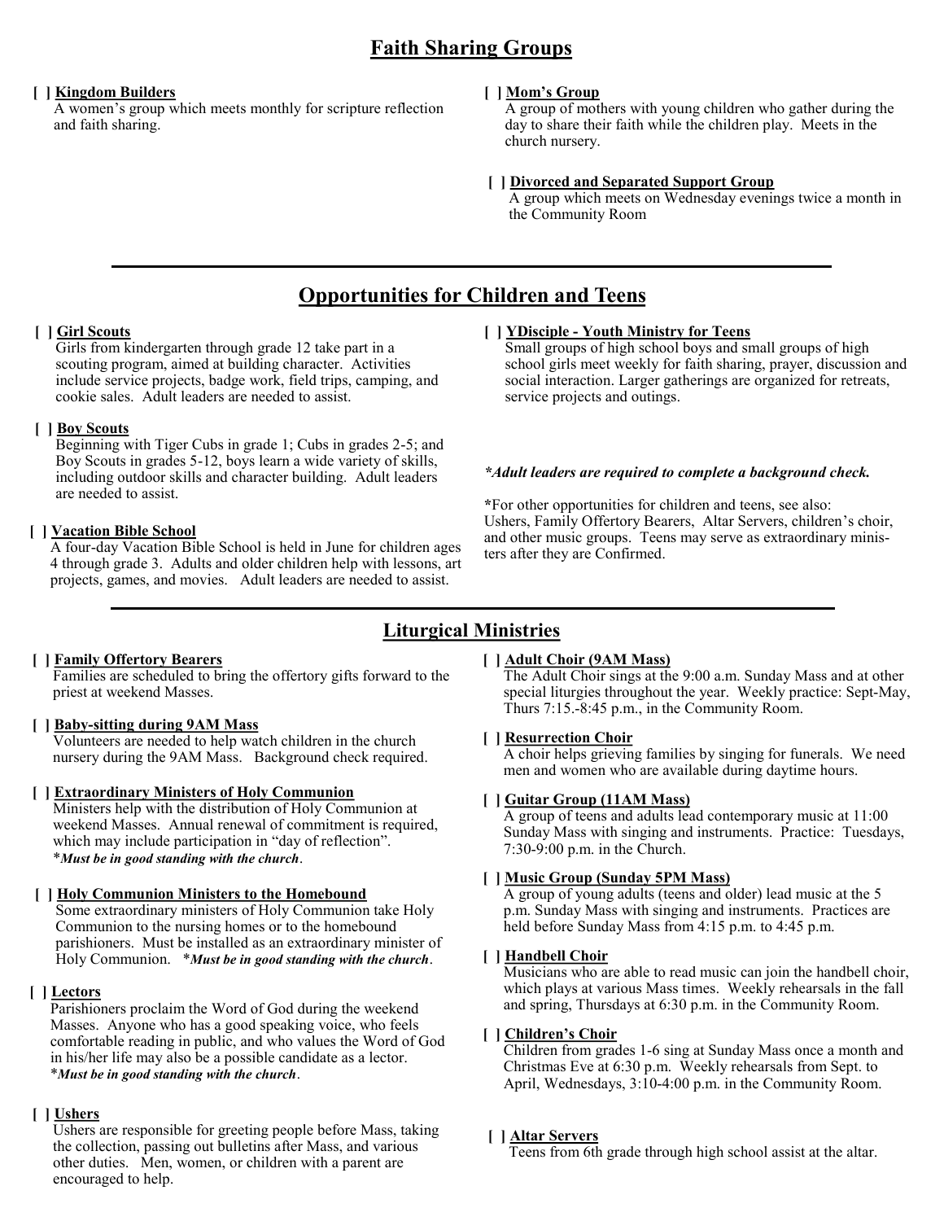# Faith Sharing Groups

**[ ] Kingdom Builders**
A women's group which meets monthly for scripture reflection and faith sharing.

**[ ] Mom's Group**
A group of mothers with young children who gather during the day to share their faith while the children play. Meets in the church nursery.

**[ ] Divorced and Separated Support Group**
A group which meets on Wednesday evenings twice a month in the Community Room

---

# Opportunities for Children and Teens

**[ ] Girl Scouts**
Girls from kindergarten through grade 12 take part in a scouting program, aimed at building character. Activities include service projects, badge work, field trips, camping, and cookie sales. Adult leaders are needed to assist.

**[ ] Boy Scouts**
Beginning with Tiger Cubs in grade 1; Cubs in grades 2-5; and Boy Scouts in grades 5-12, boys learn a wide variety of skills, including outdoor skills and character building. Adult leaders are needed to assist.

**[ ] Vacation Bible School**
A four-day Vacation Bible School is held in June for children ages 4 through grade 3. Adults and older children help with lessons, art projects, games, and movies. Adult leaders are needed to assist.

**[ ] YDisciple - Youth Ministry for Teens**
Small groups of high school boys and small groups of high school girls meet weekly for faith sharing, prayer, discussion and social interaction. Larger gatherings are organized for retreats, service projects and outings.

***Adult leaders are required to complete a background check.***

*For other opportunities for children and teens, see also: Ushers, Family Offertory Bearers, Altar Servers, children's choir, and other music groups. Teens may serve as extraordinary ministers after they are Confirmed.

---

# Liturgical Ministries

**[ ] Family Offertory Bearers**
Families are scheduled to bring the offertory gifts forward to the priest at weekend Masses.

**[ ] Baby-sitting during 9AM Mass**
Volunteers are needed to help watch children in the church nursery during the 9AM Mass. Background check required.

**[ ] Extraordinary Ministers of Holy Communion**
Ministers help with the distribution of Holy Communion at weekend Masses. Annual renewal of commitment is required, which may include participation in "day of reflection".
****Must be in good standing with the church*.**

**[ ] Holy Communion Ministers to the Homebound**
Some extraordinary ministers of Holy Communion take Holy Communion to the nursing homes or to the homebound parishioners. Must be installed as an extraordinary minister of Holy Communion. ****Must be in good standing with the church*.**

**[ ] Lectors**
Parishioners proclaim the Word of God during the weekend Masses. Anyone who has a good speaking voice, who feels comfortable reading in public, and who values the Word of God in his/her life may also be a possible candidate as a lector.
****Must be in good standing with the church*.**

**[ ] Ushers**
Ushers are responsible for greeting people before Mass, taking the collection, passing out bulletins after Mass, and various other duties. Men, women, or children with a parent are encouraged to help.

**[ ] Adult Choir (9AM Mass)**
The Adult Choir sings at the 9:00 a.m. Sunday Mass and at other special liturgies throughout the year. Weekly practice: Sept-May, Thurs 7:15.-8:45 p.m., in the Community Room.

**[ ] Resurrection Choir**
A choir helps grieving families by singing for funerals. We need men and women who are available during daytime hours.

**[ ] Guitar Group (11AM Mass)**
A group of teens and adults lead contemporary music at 11:00 Sunday Mass with singing and instruments. Practice: Tuesdays, 7:30-9:00 p.m. in the Church.

**[ ] Music Group (Sunday 5PM Mass)**
A group of young adults (teens and older) lead music at the 5 p.m. Sunday Mass with singing and instruments. Practices are held before Sunday Mass from 4:15 p.m. to 4:45 p.m.

**[ ] Handbell Choir**
Musicians who are able to read music can join the handbell choir, which plays at various Mass times. Weekly rehearsals in the fall and spring, Thursdays at 6:30 p.m. in the Community Room.

**[ ] Children's Choir**
Children from grades 1-6 sing at Sunday Mass once a month and Christmas Eve at 6:30 p.m. Weekly rehearsals from Sept. to April, Wednesdays, 3:10-4:00 p.m. in the Community Room.

**[ ] Altar Servers**
Teens from 6th grade through high school assist at the altar.